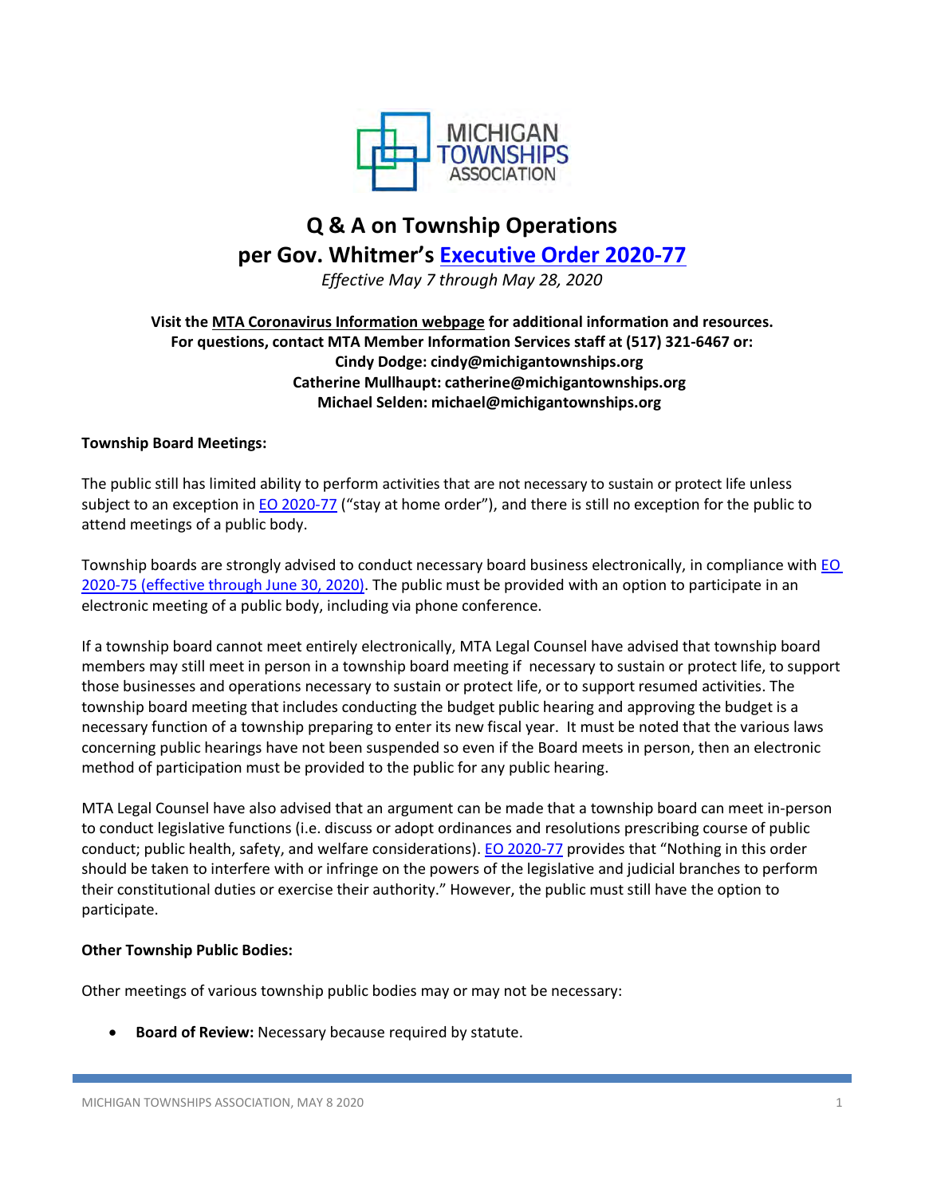# Q & A on Township Operations per Gov. Whitmer's Executive Order 2020-77

*Effective May 7 through May 28, 2020*

**Visit the MTA Coronavirus Information webpage for additional information and resources.**
**For questions, contact MTA Member Information Services staff at (517) 321-6467 or:**
**Cindy Dodge: cindy@michigantownships.org**
**Catherine Mullhaupt: catherine@michigantownships.org**
**Michael Selden: michael@michigantownships.org**

**Township Board Meetings:**

The public still has limited ability to perform activities that are not necessary to sustain or protect life unless subject to an exception in EO 2020-77 ("stay at home order"), and there is still no exception for the public to attend meetings of a public body.

Township boards are strongly advised to conduct necessary board business electronically, in compliance with EO 2020-75 (effective through June 30, 2020). The public must be provided with an option to participate in an electronic meeting of a public body, including via phone conference.

If a township board cannot meet entirely electronically, MTA Legal Counsel have advised that township board members may still meet in person in a township board meeting if necessary to sustain or protect life, to support those businesses and operations necessary to sustain or protect life, or to support resumed activities. The township board meeting that includes conducting the budget public hearing and approving the budget is a necessary function of a township preparing to enter its new fiscal year. It must be noted that the various laws concerning public hearings have not been suspended so even if the Board meets in person, then an electronic method of participation must be provided to the public for any public hearing.

MTA Legal Counsel have also advised that an argument can be made that a township board can meet in-person to conduct legislative functions (i.e. discuss or adopt ordinances and resolutions prescribing course of public conduct; public health, safety, and welfare considerations). EO 2020-77 provides that "Nothing in this order should be taken to interfere with or infringe on the powers of the legislative and judicial branches to perform their constitutional duties or exercise their authority." However, the public must still have the option to participate.

**Other Township Public Bodies:**

Other meetings of various township public bodies may or may not be necessary:

- **Board of Review:** Necessary because required by statute.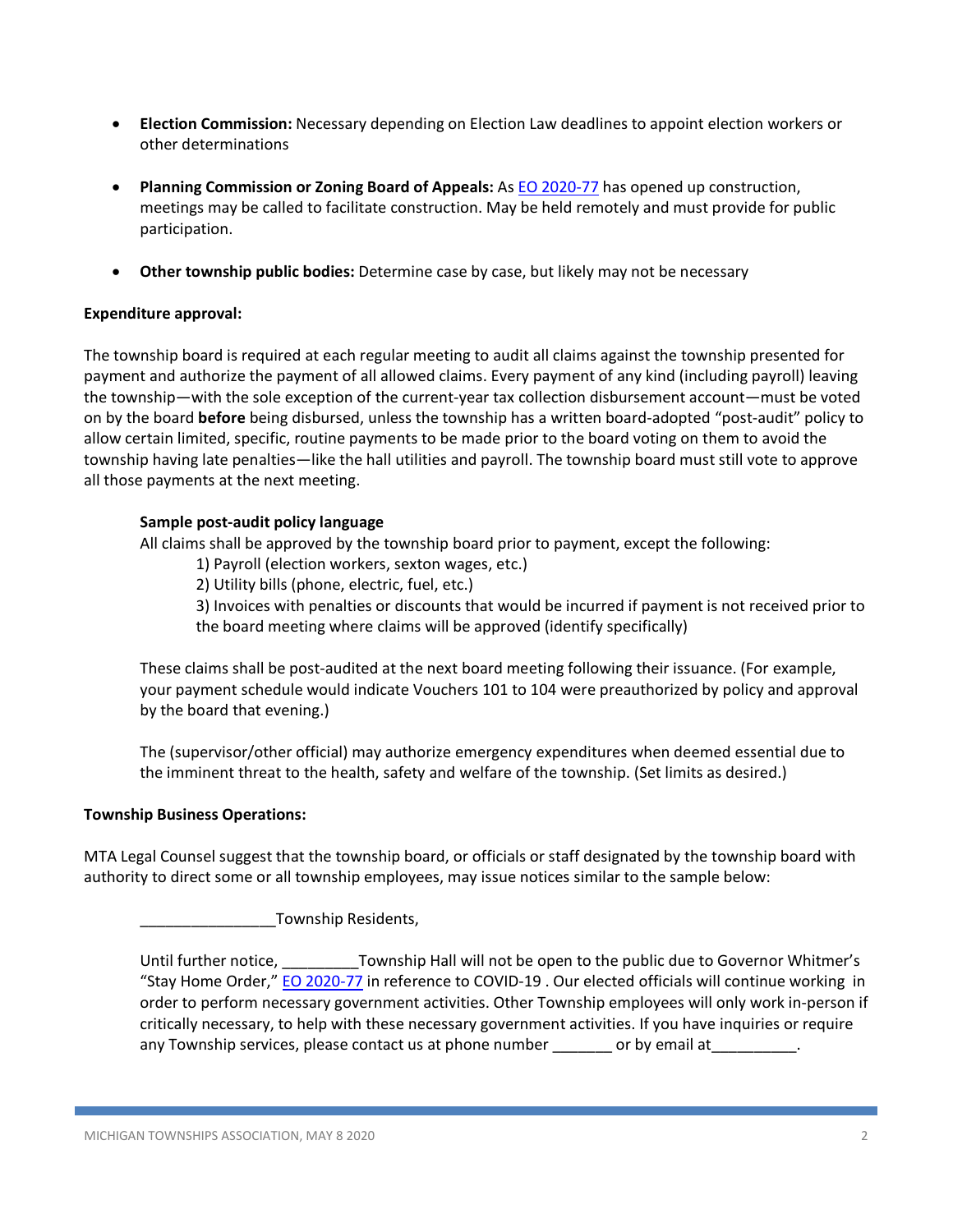- **Election Commission:** Necessary depending on Election Law deadlines to appoint election workers or other determinations

- **Planning Commission or Zoning Board of Appeals:** As EO 2020-77 has opened up construction, meetings may be called to facilitate construction. May be held remotely and must provide for public participation.

- **Other township public bodies:** Determine case by case, but likely may not be necessary

**Expenditure approval:**

The township board is required at each regular meeting to audit all claims against the township presented for payment and authorize the payment of all allowed claims. Every payment of any kind (including payroll) leaving the township—with the sole exception of the current-year tax collection disbursement account—must be voted on by the board **before** being disbursed, unless the township has a written board-adopted "post-audit" policy to allow certain limited, specific, routine payments to be made prior to the board voting on them to avoid the township having late penalties—like the hall utilities and payroll. The township board must still vote to approve all those payments at the next meeting.

> **Sample post-audit policy language**
>
> All claims shall be approved by the township board prior to payment, except the following:
>
> 1) Payroll (election workers, sexton wages, etc.)
> 2) Utility bills (phone, electric, fuel, etc.)
> 3) Invoices with penalties or discounts that would be incurred if payment is not received prior to the board meeting where claims will be approved (identify specifically)
>
> These claims shall be post-audited at the next board meeting following their issuance. (For example, your payment schedule would indicate Vouchers 101 to 104 were preauthorized by policy and approval by the board that evening.)
>
> The (supervisor/other official) may authorize emergency expenditures when deemed essential due to the imminent threat to the health, safety and welfare of the township. (Set limits as desired.)

**Township Business Operations:**

MTA Legal Counsel suggest that the township board, or officials or staff designated by the township board with authority to direct some or all township employees, may issue notices similar to the sample below:

> ________________Township Residents,
>
> Until further notice, _________Township Hall will not be open to the public due to Governor Whitmer's "Stay Home Order," EO 2020-77 in reference to COVID-19 . Our elected officials will continue working in order to perform necessary government activities. Other Township employees will only work in-person if critically necessary, to help with these necessary government activities. If you have inquiries or require any Township services, please contact us at phone number _______ or by email at__________.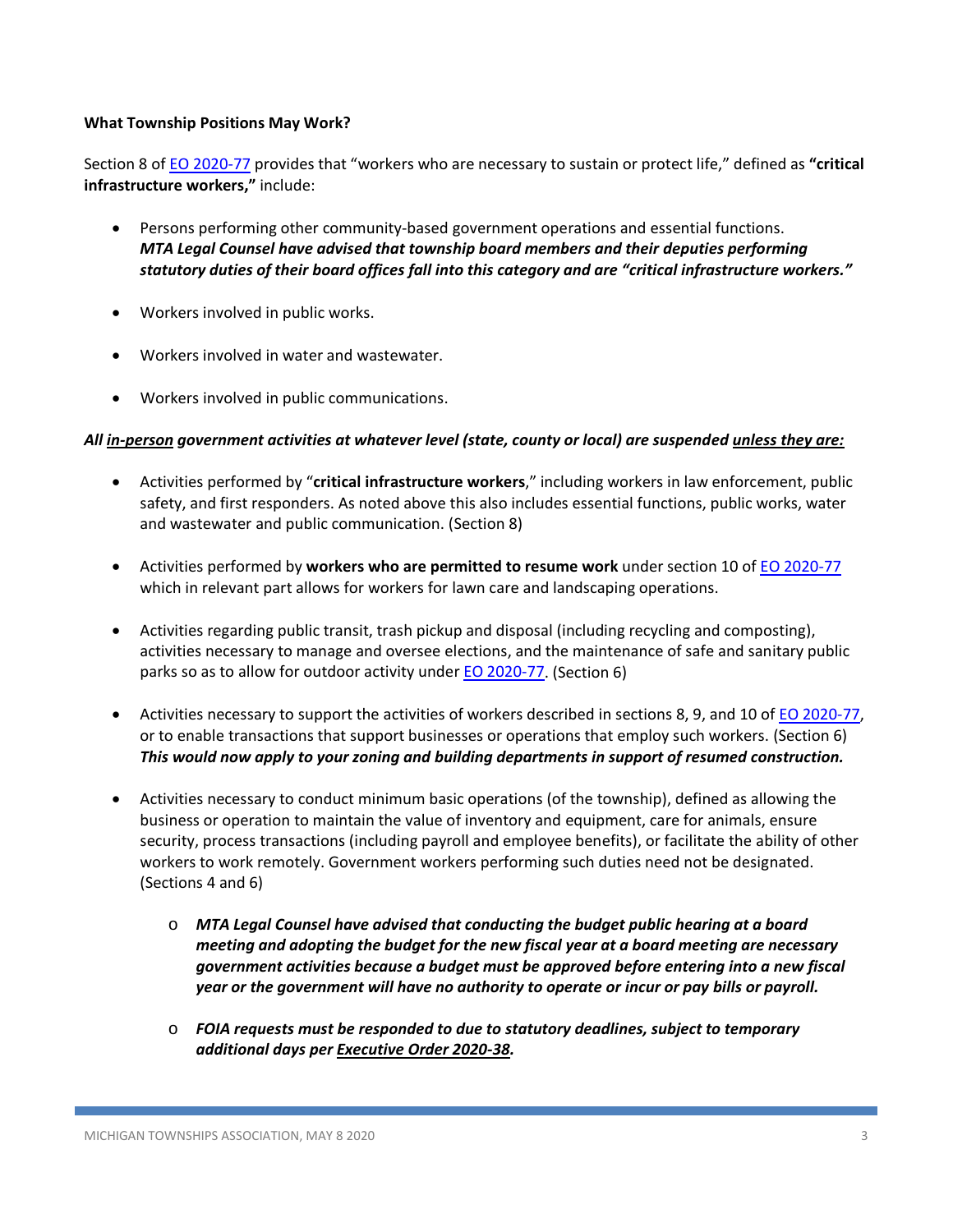**What Township Positions May Work?**

Section 8 of EO 2020-77 provides that "workers who are necessary to sustain or protect life," defined as **"critical infrastructure workers,"** include:

- Persons performing other community-based government operations and essential functions. ***MTA Legal Counsel have advised that township board members and their deputies performing statutory duties of their board offices fall into this category and are "critical infrastructure workers."***
- Workers involved in public works.
- Workers involved in water and wastewater.
- Workers involved in public communications.

***All in-person government activities at whatever level (state, county or local) are suspended unless they are:***

- Activities performed by "**critical infrastructure workers**," including workers in law enforcement, public safety, and first responders. As noted above this also includes essential functions, public works, water and wastewater and public communication. (Section 8)
- Activities performed by **workers who are permitted to resume work** under section 10 of EO 2020-77 which in relevant part allows for workers for lawn care and landscaping operations.
- Activities regarding public transit, trash pickup and disposal (including recycling and composting), activities necessary to manage and oversee elections, and the maintenance of safe and sanitary public parks so as to allow for outdoor activity under EO 2020-77. (Section 6)
- Activities necessary to support the activities of workers described in sections 8, 9, and 10 of EO 2020-77, or to enable transactions that support businesses or operations that employ such workers. (Section 6) ***This would now apply to your zoning and building departments in support of resumed construction.***
- Activities necessary to conduct minimum basic operations (of the township), defined as allowing the business or operation to maintain the value of inventory and equipment, care for animals, ensure security, process transactions (including payroll and employee benefits), or facilitate the ability of other workers to work remotely. Government workers performing such duties need not be designated. (Sections 4 and 6)
  - ***MTA Legal Counsel have advised that conducting the budget public hearing at a board meeting and adopting the budget for the new fiscal year at a board meeting are necessary government activities because a budget must be approved before entering into a new fiscal year or the government will have no authority to operate or incur or pay bills or payroll.***
  - ***FOIA requests must be responded to due to statutory deadlines, subject to temporary additional days per Executive Order 2020-38.***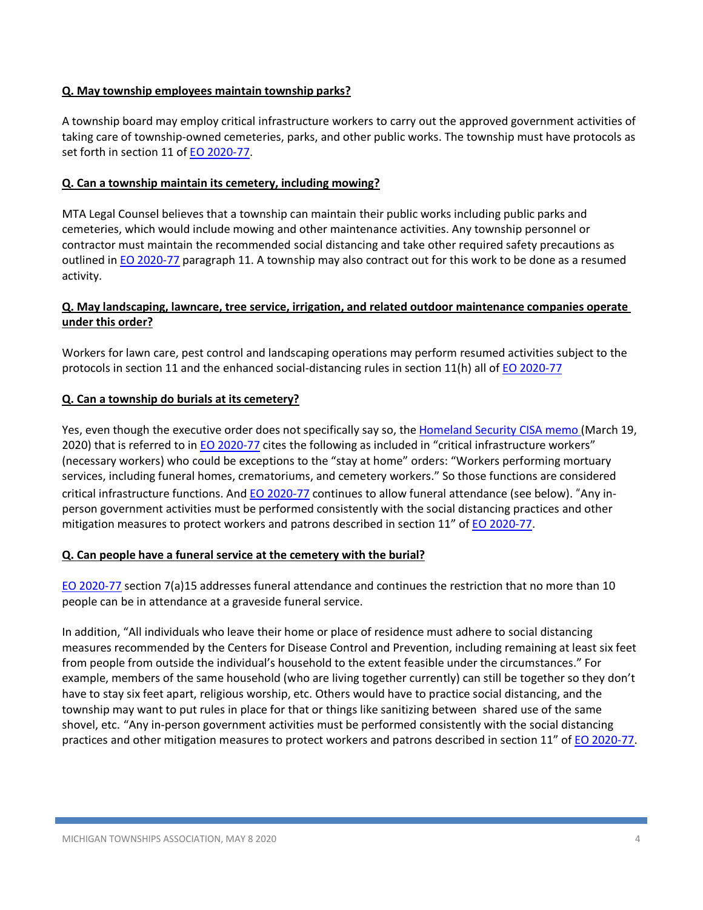**Q. May township employees maintain township parks?**

A township board may employ critical infrastructure workers to carry out the approved government activities of taking care of township-owned cemeteries, parks, and other public works. The township must have protocols as set forth in section 11 of EO 2020-77.

**Q. Can a township maintain its cemetery, including mowing?**

MTA Legal Counsel believes that a township can maintain their public works including public parks and cemeteries, which would include mowing and other maintenance activities. Any township personnel or contractor must maintain the recommended social distancing and take other required safety precautions as outlined in EO 2020-77 paragraph 11. A township may also contract out for this work to be done as a resumed activity.

**Q. May landscaping, lawncare, tree service, irrigation, and related outdoor maintenance companies operate under this order?**

Workers for lawn care, pest control and landscaping operations may perform resumed activities subject to the protocols in section 11 and the enhanced social-distancing rules in section 11(h) all of EO 2020-77

**Q. Can a township do burials at its cemetery?**

Yes, even though the executive order does not specifically say so, the Homeland Security CISA memo (March 19, 2020) that is referred to in EO 2020-77 cites the following as included in "critical infrastructure workers" (necessary workers) who could be exceptions to the "stay at home" orders: "Workers performing mortuary services, including funeral homes, crematoriums, and cemetery workers." So those functions are considered critical infrastructure functions. And EO 2020-77 continues to allow funeral attendance (see below). "Any in-person government activities must be performed consistently with the social distancing practices and other mitigation measures to protect workers and patrons described in section 11" of EO 2020-77.

**Q. Can people have a funeral service at the cemetery with the burial?**

EO 2020-77 section 7(a)15 addresses funeral attendance and continues the restriction that no more than 10 people can be in attendance at a graveside funeral service.

In addition, "All individuals who leave their home or place of residence must adhere to social distancing measures recommended by the Centers for Disease Control and Prevention, including remaining at least six feet from people from outside the individual's household to the extent feasible under the circumstances." For example, members of the same household (who are living together currently) can still be together so they don't have to stay six feet apart, religious worship, etc. Others would have to practice social distancing, and the township may want to put rules in place for that or things like sanitizing between shared use of the same shovel, etc. "Any in-person government activities must be performed consistently with the social distancing practices and other mitigation measures to protect workers and patrons described in section 11" of EO 2020-77.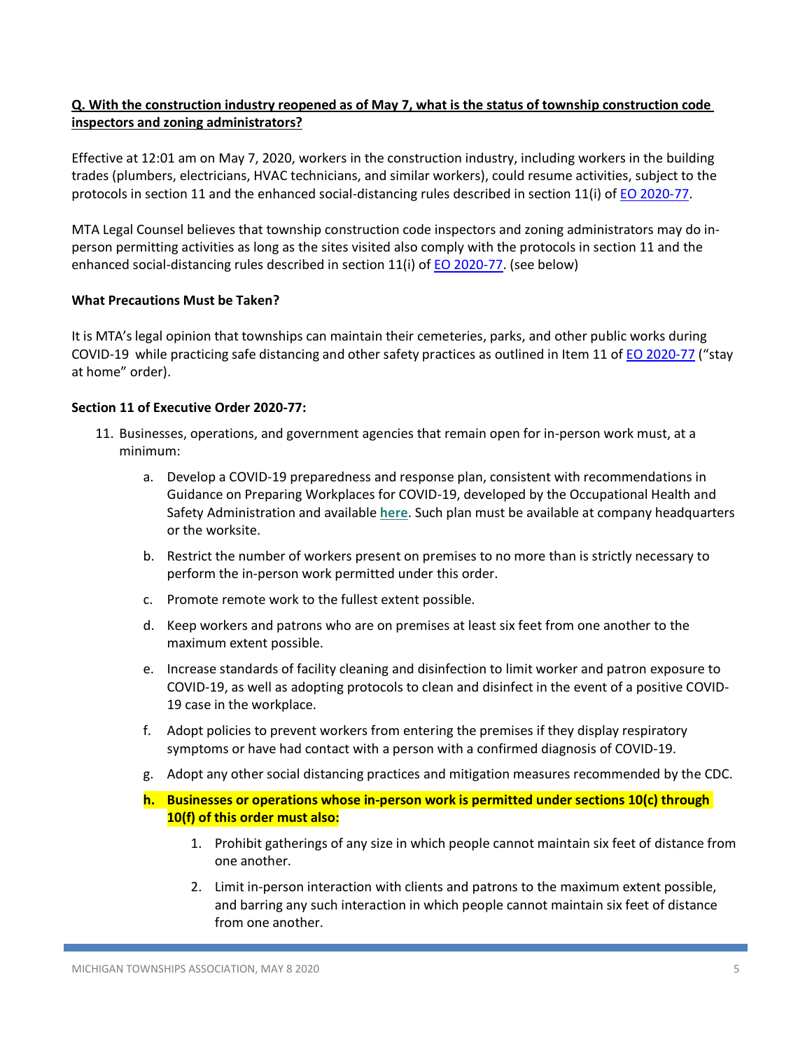**Q. With the construction industry reopened as of May 7, what is the status of township construction code inspectors and zoning administrators?**

Effective at 12:01 am on May 7, 2020, workers in the construction industry, including workers in the building trades (plumbers, electricians, HVAC technicians, and similar workers), could resume activities, subject to the protocols in section 11 and the enhanced social-distancing rules described in section 11(i) of EO 2020-77.

MTA Legal Counsel believes that township construction code inspectors and zoning administrators may do in-person permitting activities as long as the sites visited also comply with the protocols in section 11 and the enhanced social-distancing rules described in section 11(i) of EO 2020-77. (see below)

**What Precautions Must be Taken?**

It is MTA's legal opinion that townships can maintain their cemeteries, parks, and other public works during COVID-19 while practicing safe distancing and other safety practices as outlined in Item 11 of EO 2020-77 ("stay at home" order).

**Section 11 of Executive Order 2020-77:**

11. Businesses, operations, and government agencies that remain open for in-person work must, at a minimum:
    a. Develop a COVID-19 preparedness and response plan, consistent with recommendations in Guidance on Preparing Workplaces for COVID-19, developed by the Occupational Health and Safety Administration and available **here**. Such plan must be available at company headquarters or the worksite.
    b. Restrict the number of workers present on premises to no more than is strictly necessary to perform the in-person work permitted under this order.
    c. Promote remote work to the fullest extent possible.
    d. Keep workers and patrons who are on premises at least six feet from one another to the maximum extent possible.
    e. Increase standards of facility cleaning and disinfection to limit worker and patron exposure to COVID-19, as well as adopting protocols to clean and disinfect in the event of a positive COVID-19 case in the workplace.
    f. Adopt policies to prevent workers from entering the premises if they display respiratory symptoms or have had contact with a person with a confirmed diagnosis of COVID-19.
    g. Adopt any other social distancing practices and mitigation measures recommended by the CDC.
    h. **Businesses or operations whose in-person work is permitted under sections 10(c) through 10(f) of this order must also:**
        1. Prohibit gatherings of any size in which people cannot maintain six feet of distance from one another.
        2. Limit in-person interaction with clients and patrons to the maximum extent possible, and barring any such interaction in which people cannot maintain six feet of distance from one another.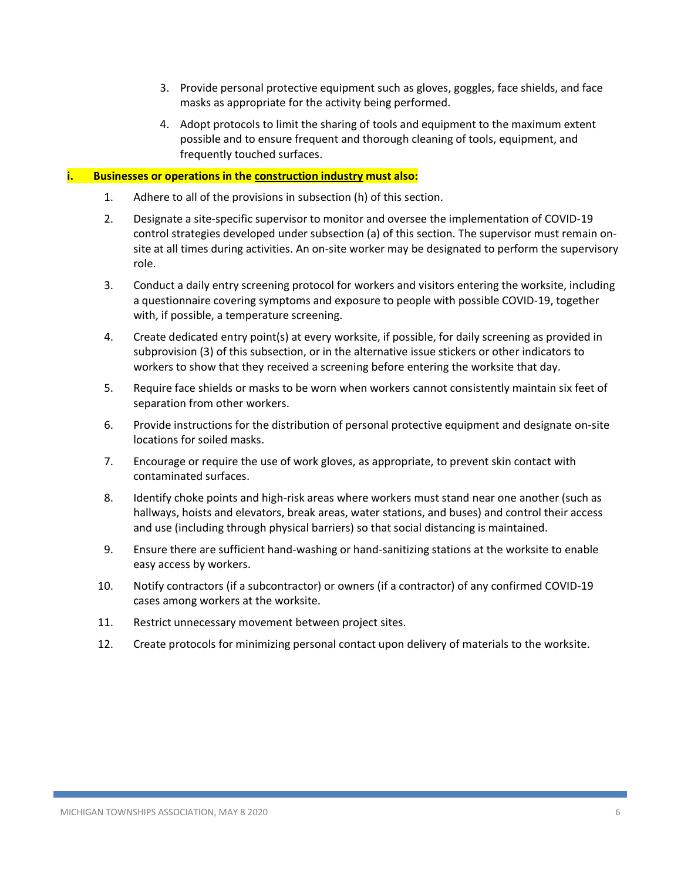3. Provide personal protective equipment such as gloves, goggles, face shields, and face masks as appropriate for the activity being performed.
4. Adopt protocols to limit the sharing of tools and equipment to the maximum extent possible and to ensure frequent and thorough cleaning of tools, equipment, and frequently touched surfaces.

**i. Businesses or operations in the <u>construction industry</u> must also:**

1. Adhere to all of the provisions in subsection (h) of this section.
2. Designate a site-specific supervisor to monitor and oversee the implementation of COVID-19 control strategies developed under subsection (a) of this section. The supervisor must remain on-site at all times during activities. An on-site worker may be designated to perform the supervisory role.
3. Conduct a daily entry screening protocol for workers and visitors entering the worksite, including a questionnaire covering symptoms and exposure to people with possible COVID-19, together with, if possible, a temperature screening.
4. Create dedicated entry point(s) at every worksite, if possible, for daily screening as provided in subprovision (3) of this subsection, or in the alternative issue stickers or other indicators to workers to show that they received a screening before entering the worksite that day.
5. Require face shields or masks to be worn when workers cannot consistently maintain six feet of separation from other workers.
6. Provide instructions for the distribution of personal protective equipment and designate on-site locations for soiled masks.
7. Encourage or require the use of work gloves, as appropriate, to prevent skin contact with contaminated surfaces.
8. Identify choke points and high-risk areas where workers must stand near one another (such as hallways, hoists and elevators, break areas, water stations, and buses) and control their access and use (including through physical barriers) so that social distancing is maintained.
9. Ensure there are sufficient hand-washing or hand-sanitizing stations at the worksite to enable easy access by workers.
10. Notify contractors (if a subcontractor) or owners (if a contractor) of any confirmed COVID-19 cases among workers at the worksite.
11. Restrict unnecessary movement between project sites.
12. Create protocols for minimizing personal contact upon delivery of materials to the worksite.